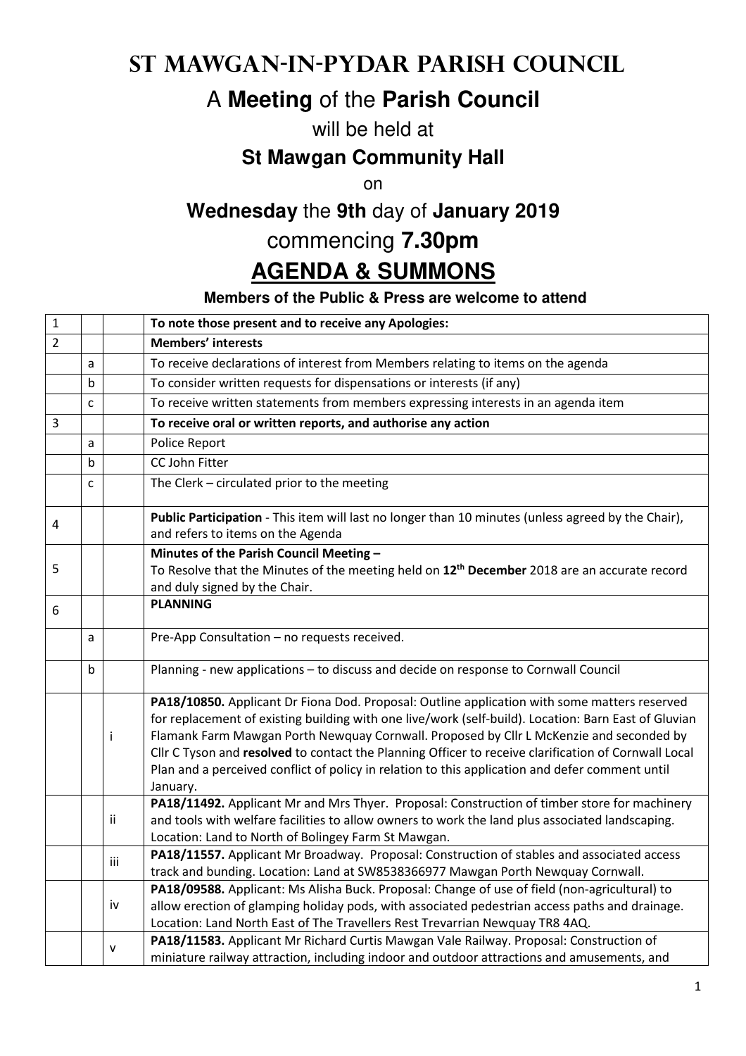# St Mawgan-in-Pydar Parish Council

## A **Meeting** of the **Parish Council**

will be held at

### St Mawgan Community Hall

on

### **Wednesday** the **9th** day of **January 2019**

## commencing **7.30pm**

# AGENDA & SUMMONS

**Members of the Public & Press are welcome to attend**

| | | | |
|---|---|---|---|
| 1 | | | **To note those present and to receive any Apologies:** |
| 2 | | | **Members' interests** |
| | a | | To receive declarations of interest from Members relating to items on the agenda |
| | b | | To consider written requests for dispensations or interests (if any) |
| | c | | To receive written statements from members expressing interests in an agenda item |
| 3 | | | **To receive oral or written reports, and authorise any action** |
| | a | | Police Report |
| | b | | CC John Fitter |
| | c | | The Clerk – circulated prior to the meeting |
| 4 | | | **Public Participation** - This item will last no longer than 10 minutes (unless agreed by the Chair), and refers to items on the Agenda |
| 5 | | | **Minutes of the Parish Council Meeting –** To Resolve that the Minutes of the meeting held on **12th December** 2018 are an accurate record and duly signed by the Chair. |
| 6 | | | **PLANNING** |
| | a | | Pre-App Consultation – no requests received. |
| | b | | Planning - new applications – to discuss and decide on response to Cornwall Council |
| | | i | **PA18/10850.** Applicant Dr Fiona Dod. Proposal: Outline application with some matters reserved for replacement of existing building with one live/work (self-build). Location: Barn East of Gluvian Flamank Farm Mawgan Porth Newquay Cornwall. Proposed by Cllr L McKenzie and seconded by Cllr C Tyson and **resolved** to contact the Planning Officer to receive clarification of Cornwall Local Plan and a perceived conflict of policy in relation to this application and defer comment until January. |
| | | ii | **PA18/11492.** Applicant Mr and Mrs Thyer. Proposal: Construction of timber store for machinery and tools with welfare facilities to allow owners to work the land plus associated landscaping. Location: Land to North of Bolingey Farm St Mawgan. |
| | | iii | **PA18/11557.** Applicant Mr Broadway. Proposal: Construction of stables and associated access track and bunding. Location: Land at SW8538366977 Mawgan Porth Newquay Cornwall. |
| | | iv | **PA18/09588.** Applicant: Ms Alisha Buck. Proposal: Change of use of field (non-agricultural) to allow erection of glamping holiday pods, with associated pedestrian access paths and drainage. Location: Land North East of The Travellers Rest Trevarrian Newquay TR8 4AQ. |
| | | v | **PA18/11583.** Applicant Mr Richard Curtis Mawgan Vale Railway. Proposal: Construction of miniature railway attraction, including indoor and outdoor attractions and amusements, and |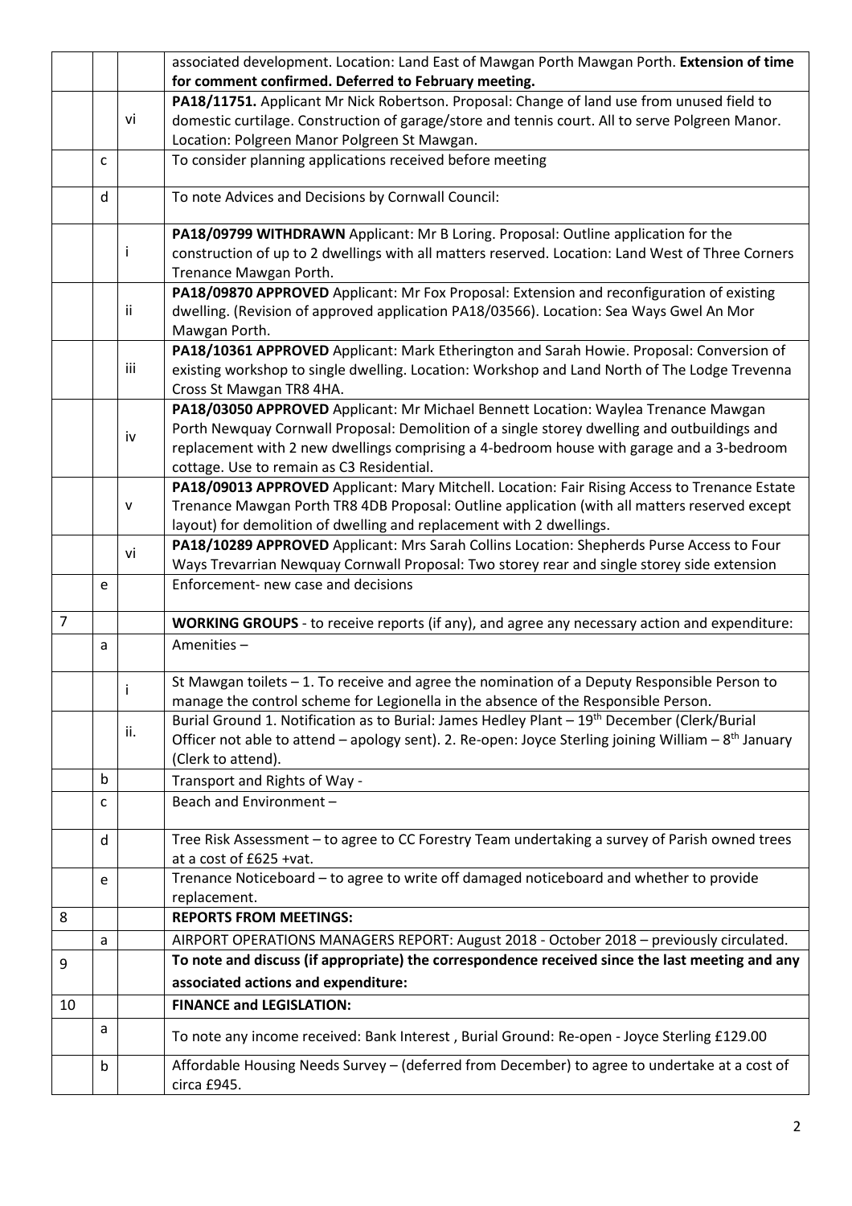|  |  |  |  |
|---|---|---|---|
|  |  |  | associated development. Location: Land East of Mawgan Porth Mawgan Porth. **Extension of time for comment confirmed. Deferred to February meeting.** |
|  |  | vi | **PA18/11751.** Applicant Mr Nick Robertson. Proposal: Change of land use from unused field to domestic curtilage. Construction of garage/store and tennis court. All to serve Polgreen Manor. Location: Polgreen Manor Polgreen St Mawgan. |
|  | c |  | To consider planning applications received before meeting |
|  | d |  | To note Advices and Decisions by Cornwall Council: |
|  |  | i | **PA18/09799 WITHDRAWN** Applicant: Mr B Loring. Proposal: Outline application for the construction of up to 2 dwellings with all matters reserved. Location: Land West of Three Corners Trenance Mawgan Porth. |
|  |  | ii | **PA18/09870 APPROVED** Applicant: Mr Fox Proposal: Extension and reconfiguration of existing dwelling. (Revision of approved application PA18/03566). Location: Sea Ways Gwel An Mor Mawgan Porth. |
|  |  | iii | **PA18/10361 APPROVED** Applicant: Mark Etherington and Sarah Howie. Proposal: Conversion of existing workshop to single dwelling. Location: Workshop and Land North of The Lodge Trevenna Cross St Mawgan TR8 4HA. |
|  |  | iv | **PA18/03050 APPROVED** Applicant: Mr Michael Bennett Location: Waylea Trenance Mawgan Porth Newquay Cornwall Proposal: Demolition of a single storey dwelling and outbuildings and replacement with 2 new dwellings comprising a 4-bedroom house with garage and a 3-bedroom cottage. Use to remain as C3 Residential. |
|  |  | v | **PA18/09013 APPROVED** Applicant: Mary Mitchell. Location: Fair Rising Access to Trenance Estate Trenance Mawgan Porth TR8 4DB Proposal: Outline application (with all matters reserved except layout) for demolition of dwelling and replacement with 2 dwellings. |
|  |  | vi | **PA18/10289 APPROVED** Applicant: Mrs Sarah Collins Location: Shepherds Purse Access to Four Ways Trevarrian Newquay Cornwall Proposal: Two storey rear and single storey side extension |
|  | e |  | Enforcement- new case and decisions |
| 7 |  |  | **WORKING GROUPS** - to receive reports (if any), and agree any necessary action and expenditure: |
|  | a |  | Amenities – |
|  |  | i | St Mawgan toilets – 1. To receive and agree the nomination of a Deputy Responsible Person to manage the control scheme for Legionella in the absence of the Responsible Person. |
|  |  | ii. | Burial Ground 1. Notification as to Burial: James Hedley Plant – 19th December (Clerk/Burial Officer not able to attend – apology sent). 2. Re-open: Joyce Sterling joining William – 8th January (Clerk to attend). |
|  | b |  | Transport and Rights of Way - |
|  | c |  | Beach and Environment – |
|  | d |  | Tree Risk Assessment – to agree to CC Forestry Team undertaking a survey of Parish owned trees at a cost of £625 +vat. |
|  | e |  | Trenance Noticeboard – to agree to write off damaged noticeboard and whether to provide replacement. |
| 8 |  |  | **REPORTS FROM MEETINGS:** |
|  | a |  | AIRPORT OPERATIONS MANAGERS REPORT: August 2018 - October 2018 – previously circulated. |
| 9 |  |  | **To note and discuss (if appropriate) the correspondence received since the last meeting and any associated actions and expenditure:** |
| 10 |  |  | **FINANCE and LEGISLATION:** |
|  | a |  | To note any income received: Bank Interest , Burial Ground: Re-open - Joyce Sterling £129.00 |
|  | b |  | Affordable Housing Needs Survey – (deferred from December) to agree to undertake at a cost of circa £945. |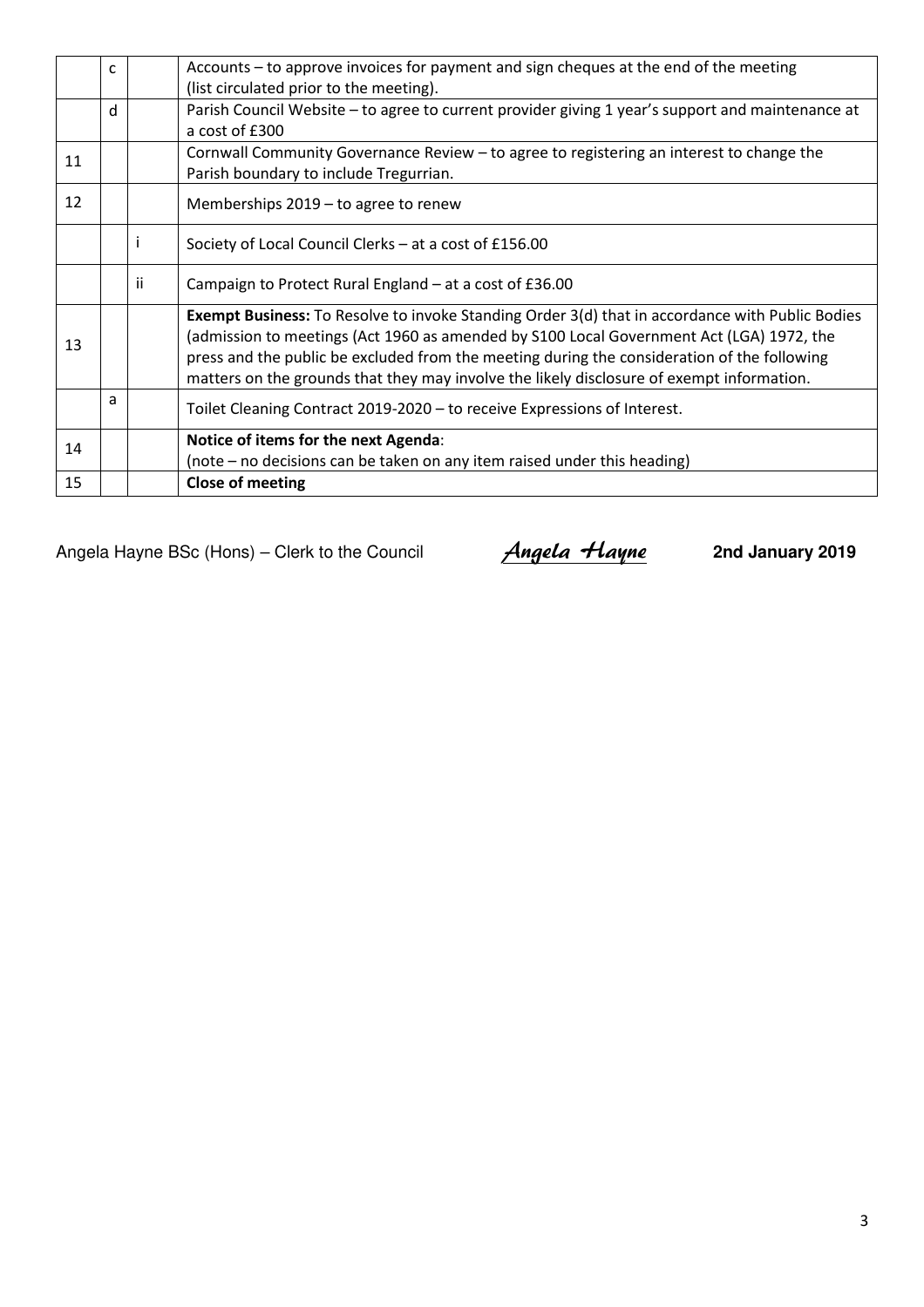| | | | |
|---|---|---|---|
| | c | | Accounts – to approve invoices for payment and sign cheques at the end of the meeting (list circulated prior to the meeting). |
| | d | | Parish Council Website – to agree to current provider giving 1 year's support and maintenance at a cost of £300 |
| 11 | | | Cornwall Community Governance Review – to agree to registering an interest to change the Parish boundary to include Tregurrian. |
| 12 | | | Memberships 2019 – to agree to renew |
| | | i | Society of Local Council Clerks – at a cost of £156.00 |
| | | ii | Campaign to Protect Rural England – at a cost of £36.00 |
| 13 | | | **Exempt Business:** To Resolve to invoke Standing Order 3(d) that in accordance with Public Bodies (admission to meetings (Act 1960 as amended by S100 Local Government Act (LGA) 1972, the press and the public be excluded from the meeting during the consideration of the following matters on the grounds that they may involve the likely disclosure of exempt information. |
| | a | | Toilet Cleaning Contract 2019-2020 – to receive Expressions of Interest. |
| 14 | | | **Notice of items for the next Agenda**: (note – no decisions can be taken on any item raised under this heading) |
| 15 | | | **Close of meeting** |

Angela Hayne BSc (Hons) – Clerk to the Council *Angela Hayne* **2nd January 2019**